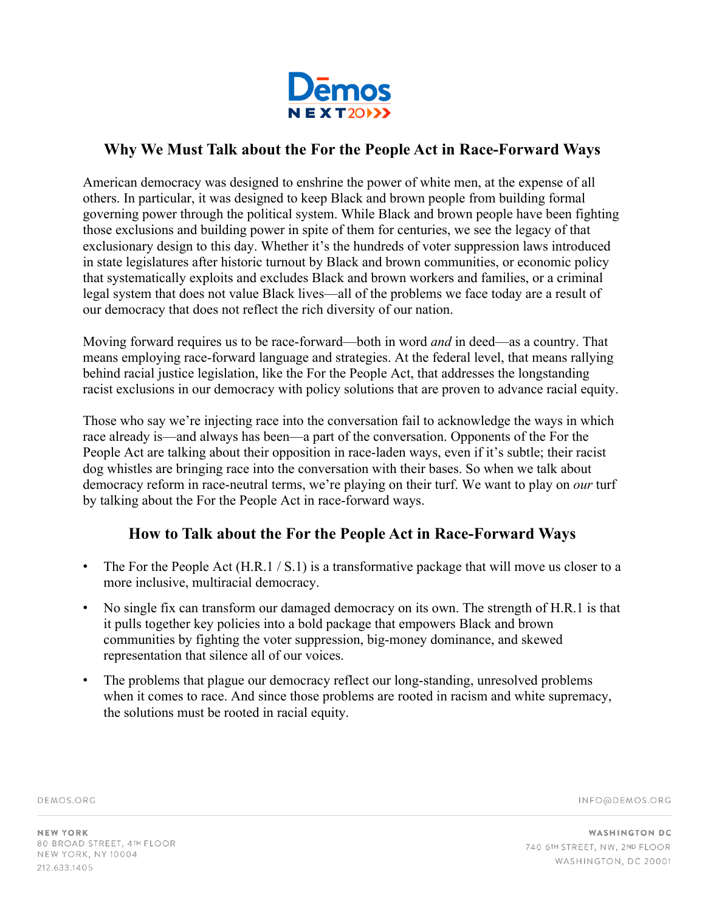# Why We Must Talk about the For the People Act in Race-Forward Ways

American democracy was designed to enshrine the power of white men, at the expense of all others. In particular, it was designed to keep Black and brown people from building formal governing power through the political system. While Black and brown people have been fighting those exclusions and building power in spite of them for centuries, we see the legacy of that exclusionary design to this day. Whether it's the hundreds of voter suppression laws introduced in state legislatures after historic turnout by Black and brown communities, or economic policy that systematically exploits and excludes Black and brown workers and families, or a criminal legal system that does not value Black lives—all of the problems we face today are a result of our democracy that does not reflect the rich diversity of our nation.

Moving forward requires us to be race-forward—both in word *and* in deed—as a country. That means employing race-forward language and strategies. At the federal level, that means rallying behind racial justice legislation, like the For the People Act, that addresses the longstanding racist exclusions in our democracy with policy solutions that are proven to advance racial equity.

Those who say we're injecting race into the conversation fail to acknowledge the ways in which race already is—and always has been—a part of the conversation. Opponents of the For the People Act are talking about their opposition in race-laden ways, even if it's subtle; their racist dog whistles are bringing race into the conversation with their bases. So when we talk about democracy reform in race-neutral terms, we're playing on their turf. We want to play on *our* turf by talking about the For the People Act in race-forward ways.

## How to Talk about the For the People Act in Race-Forward Ways

- The For the People Act (H.R.1 / S.1) is a transformative package that will move us closer to a more inclusive, multiracial democracy.
- No single fix can transform our damaged democracy on its own. The strength of H.R.1 is that it pulls together key policies into a bold package that empowers Black and brown communities by fighting the voter suppression, big-money dominance, and skewed representation that silence all of our voices.
- The problems that plague our democracy reflect our long-standing, unresolved problems when it comes to race. And since those problems are rooted in racism and white supremacy, the solutions must be rooted in racial equity.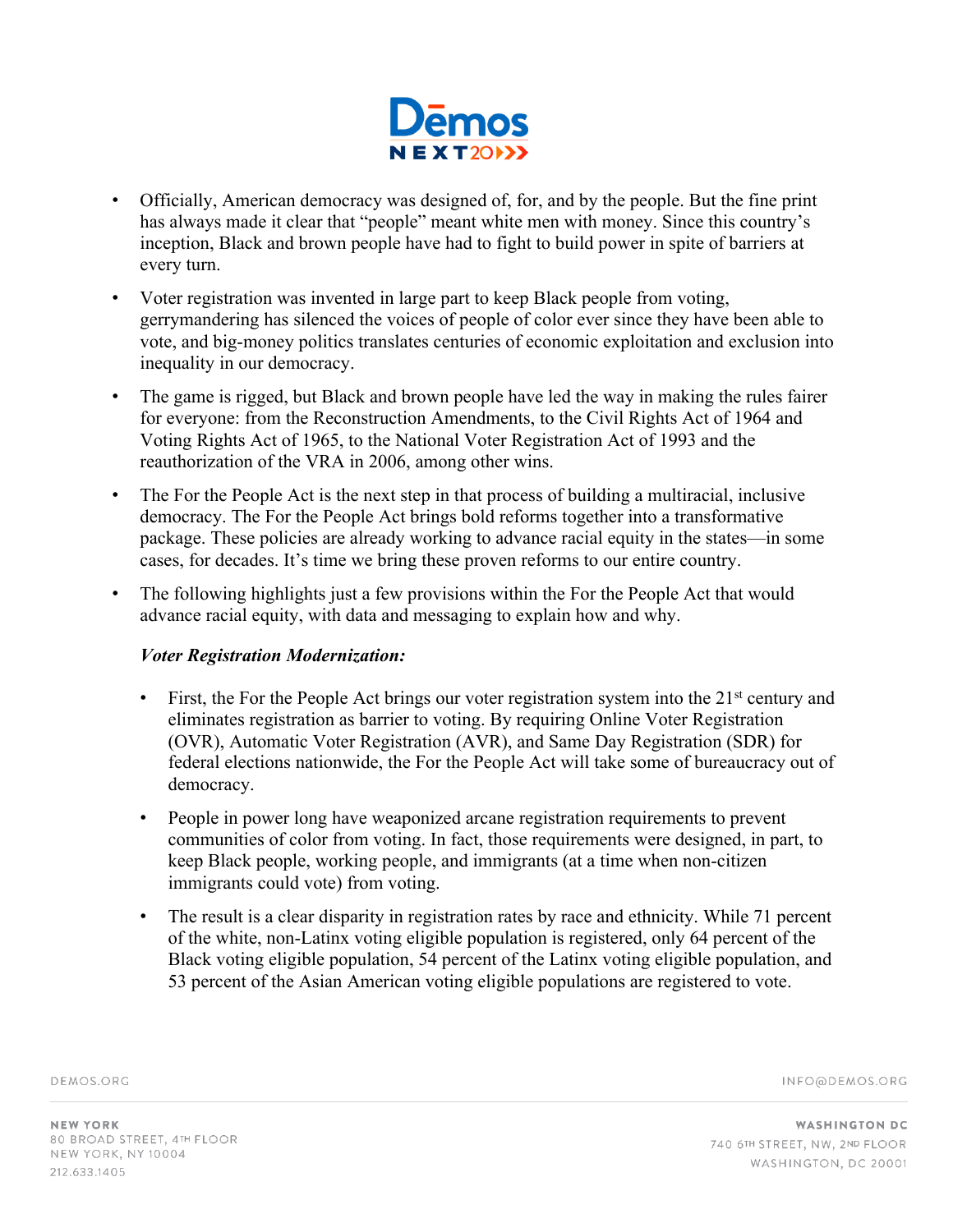- Officially, American democracy was designed of, for, and by the people. But the fine print has always made it clear that "people" meant white men with money. Since this country's inception, Black and brown people have had to fight to build power in spite of barriers at every turn.
- Voter registration was invented in large part to keep Black people from voting, gerrymandering has silenced the voices of people of color ever since they have been able to vote, and big-money politics translates centuries of economic exploitation and exclusion into inequality in our democracy.
- The game is rigged, but Black and brown people have led the way in making the rules fairer for everyone: from the Reconstruction Amendments, to the Civil Rights Act of 1964 and Voting Rights Act of 1965, to the National Voter Registration Act of 1993 and the reauthorization of the VRA in 2006, among other wins.
- The For the People Act is the next step in that process of building a multiracial, inclusive democracy. The For the People Act brings bold reforms together into a transformative package. These policies are already working to advance racial equity in the states—in some cases, for decades. It's time we bring these proven reforms to our entire country.
- The following highlights just a few provisions within the For the People Act that would advance racial equity, with data and messaging to explain how and why.

***Voter Registration Modernization:***

- First, the For the People Act brings our voter registration system into the 21st century and eliminates registration as barrier to voting. By requiring Online Voter Registration (OVR), Automatic Voter Registration (AVR), and Same Day Registration (SDR) for federal elections nationwide, the For the People Act will take some of bureaucracy out of democracy.
- People in power long have weaponized arcane registration requirements to prevent communities of color from voting. In fact, those requirements were designed, in part, to keep Black people, working people, and immigrants (at a time when non-citizen immigrants could vote) from voting.
- The result is a clear disparity in registration rates by race and ethnicity. While 71 percent of the white, non-Latinx voting eligible population is registered, only 64 percent of the Black voting eligible population, 54 percent of the Latinx voting eligible population, and 53 percent of the Asian American voting eligible populations are registered to vote.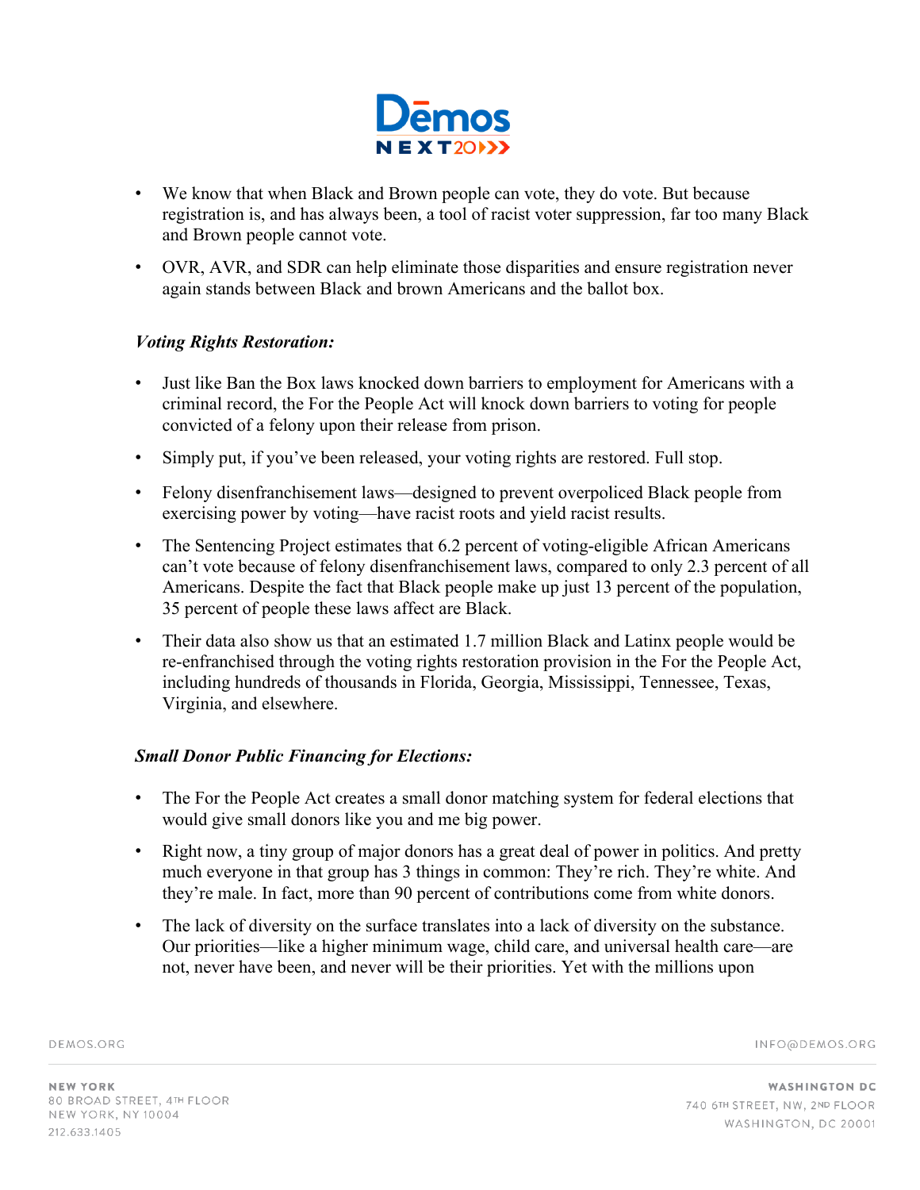- We know that when Black and Brown people can vote, they do vote. But because registration is, and has always been, a tool of racist voter suppression, far too many Black and Brown people cannot vote.
- OVR, AVR, and SDR can help eliminate those disparities and ensure registration never again stands between Black and brown Americans and the ballot box.

***Voting Rights Restoration:***

- Just like Ban the Box laws knocked down barriers to employment for Americans with a criminal record, the For the People Act will knock down barriers to voting for people convicted of a felony upon their release from prison.
- Simply put, if you've been released, your voting rights are restored. Full stop.
- Felony disenfranchisement laws—designed to prevent overpoliced Black people from exercising power by voting—have racist roots and yield racist results.
- The Sentencing Project estimates that 6.2 percent of voting-eligible African Americans can't vote because of felony disenfranchisement laws, compared to only 2.3 percent of all Americans. Despite the fact that Black people make up just 13 percent of the population, 35 percent of people these laws affect are Black.
- Their data also show us that an estimated 1.7 million Black and Latinx people would be re-enfranchised through the voting rights restoration provision in the For the People Act, including hundreds of thousands in Florida, Georgia, Mississippi, Tennessee, Texas, Virginia, and elsewhere.

***Small Donor Public Financing for Elections:***

- The For the People Act creates a small donor matching system for federal elections that would give small donors like you and me big power.
- Right now, a tiny group of major donors has a great deal of power in politics. And pretty much everyone in that group has 3 things in common: They're rich. They're white. And they're male. In fact, more than 90 percent of contributions come from white donors.
- The lack of diversity on the surface translates into a lack of diversity on the substance. Our priorities—like a higher minimum wage, child care, and universal health care—are not, never have been, and never will be their priorities. Yet with the millions upon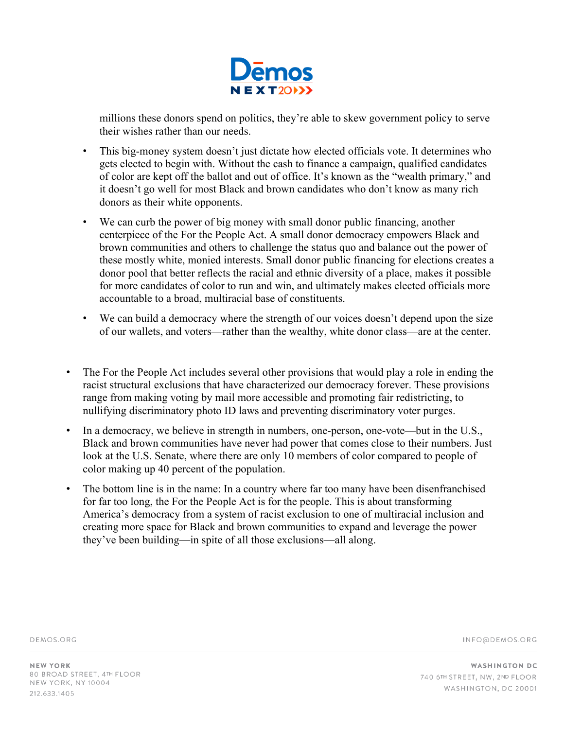millions these donors spend on politics, they're able to skew government policy to serve their wishes rather than our needs.

  - This big-money system doesn't just dictate how elected officials vote. It determines who gets elected to begin with. Without the cash to finance a campaign, qualified candidates of color are kept off the ballot and out of office. It's known as the "wealth primary," and it doesn't go well for most Black and brown candidates who don't know as many rich donors as their white opponents.
  - We can curb the power of big money with small donor public financing, another centerpiece of the For the People Act. A small donor democracy empowers Black and brown communities and others to challenge the status quo and balance out the power of these mostly white, monied interests. Small donor public financing for elections creates a donor pool that better reflects the racial and ethnic diversity of a place, makes it possible for more candidates of color to run and win, and ultimately makes elected officials more accountable to a broad, multiracial base of constituents.
  - We can build a democracy where the strength of our voices doesn't depend upon the size of our wallets, and voters—rather than the wealthy, white donor class—are at the center.

- The For the People Act includes several other provisions that would play a role in ending the racist structural exclusions that have characterized our democracy forever. These provisions range from making voting by mail more accessible and promoting fair redistricting, to nullifying discriminatory photo ID laws and preventing discriminatory voter purges.
- In a democracy, we believe in strength in numbers, one-person, one-vote—but in the U.S., Black and brown communities have never had power that comes close to their numbers. Just look at the U.S. Senate, where there are only 10 members of color compared to people of color making up 40 percent of the population.
- The bottom line is in the name: In a country where far too many have been disenfranchised for far too long, the For the People Act is for the people. This is about transforming America's democracy from a system of racist exclusion to one of multiracial inclusion and creating more space for Black and brown communities to expand and leverage the power they've been building—in spite of all those exclusions—all along.